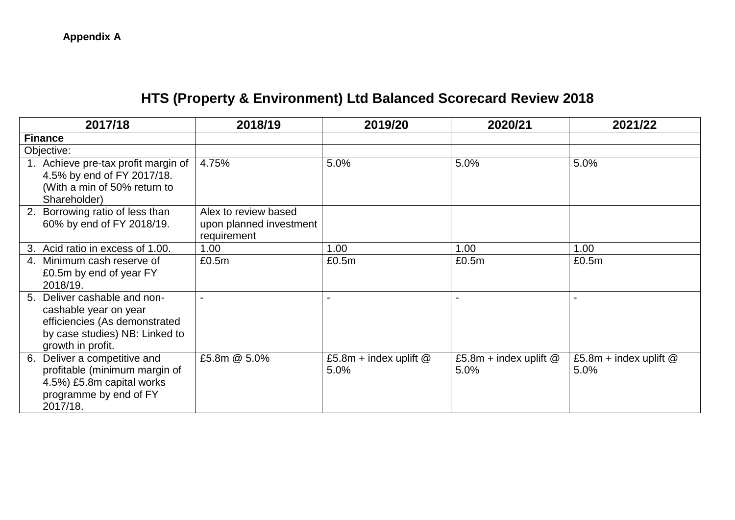**Appendix A**

# HTS (Property & Environment) Ltd Balanced Scorecard Review 2018

| 2017/18 | 2018/19 | 2019/20 | 2020/21 | 2021/22 |
|---|---|---|---|---|
| **Finance** | | | | |
| Objective: | | | | |
| 1. Achieve pre-tax profit margin of 4.5% by end of FY 2017/18. (With a min of 50% return to Shareholder) | 4.75% | 5.0% | 5.0% | 5.0% |
| 2. Borrowing ratio of less than 60% by end of FY 2018/19. | Alex to review based upon planned investment requirement | | | |
| 3. Acid ratio in excess of 1.00. | 1.00 | 1.00 | 1.00 | 1.00 |
| 4. Minimum cash reserve of £0.5m by end of year FY 2018/19. | £0.5m | £0.5m | £0.5m | £0.5m |
| 5. Deliver cashable and non-cashable year on year efficiencies (As demonstrated by case studies) NB: Linked to growth in profit. | - | - | - | - |
| 6. Deliver a competitive and profitable (minimum margin of 4.5%) £5.8m capital works programme by end of FY 2017/18. | £5.8m @ 5.0% | £5.8m + index uplift @ 5.0% | £5.8m + index uplift @ 5.0% | £5.8m + index uplift @ 5.0% |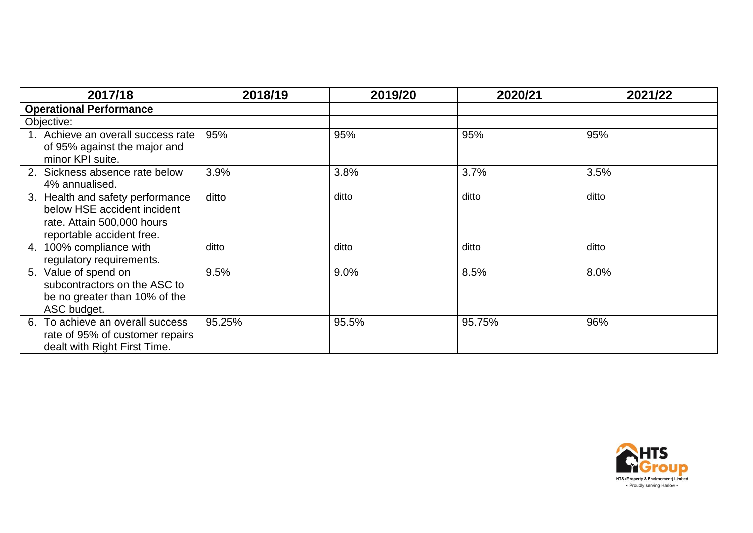| 2017/18 | 2018/19 | 2019/20 | 2020/21 | 2021/22 |
|---|---|---|---|---|
| **Operational Performance** | | | | |
| Objective: | | | | |
| 1. Achieve an overall success rate of 95% against the major and minor KPI suite. | 95% | 95% | 95% | 95% |
| 2. Sickness absence rate below 4% annualised. | 3.9% | 3.8% | 3.7% | 3.5% |
| 3. Health and safety performance below HSE accident incident rate. Attain 500,000 hours reportable accident free. | ditto | ditto | ditto | ditto |
| 4. 100% compliance with regulatory requirements. | ditto | ditto | ditto | ditto |
| 5. Value of spend on subcontractors on the ASC to be no greater than 10% of the ASC budget. | 9.5% | 9.0% | 8.5% | 8.0% |
| 6. To achieve an overall success rate of 95% of customer repairs dealt with Right First Time. | 95.25% | 95.5% | 95.75% | 96% |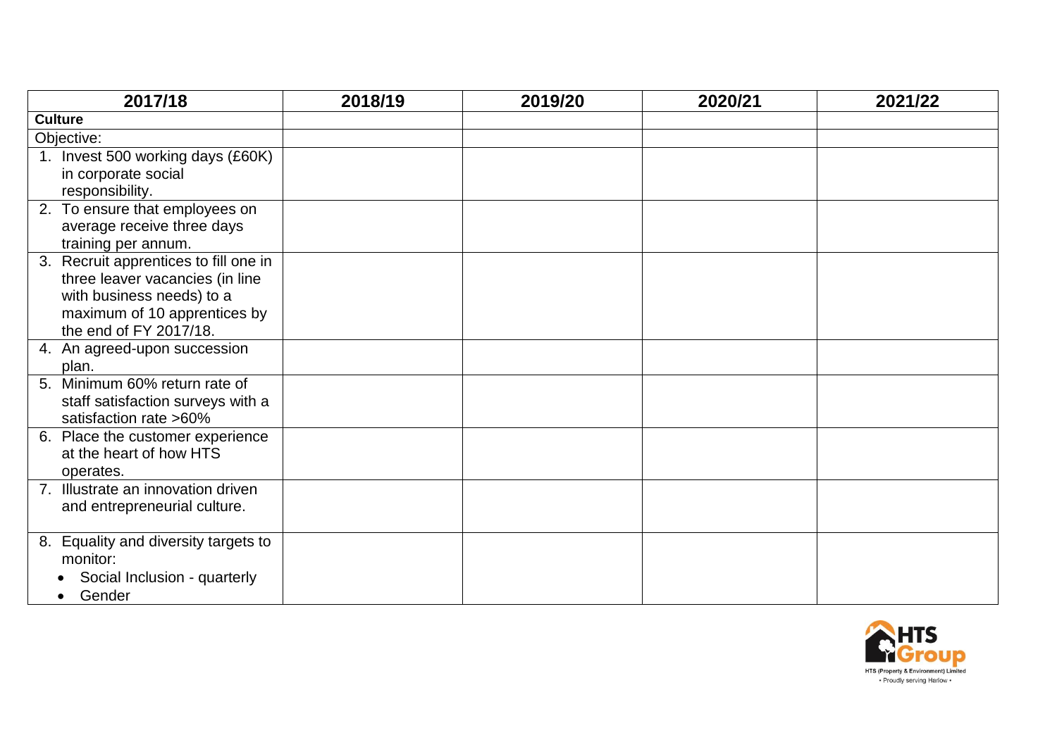| 2017/18 | 2018/19 | 2019/20 | 2020/21 | 2021/22 |
|---|---|---|---|---|
| **Culture** | | | | |
| Objective: | | | | |
| 1. Invest 500 working days (£60K) in corporate social responsibility. | | | | |
| 2. To ensure that employees on average receive three days training per annum. | | | | |
| 3. Recruit apprentices to fill one in three leaver vacancies (in line with business needs) to a maximum of 10 apprentices by the end of FY 2017/18. | | | | |
| 4. An agreed-upon succession plan. | | | | |
| 5. Minimum 60% return rate of staff satisfaction surveys with a satisfaction rate >60% | | | | |
| 6. Place the customer experience at the heart of how HTS operates. | | | | |
| 7. Illustrate an innovation driven and entrepreneurial culture. | | | | |
| 8. Equality and diversity targets to monitor: <br>• Social Inclusion - quarterly <br>• Gender | | | | |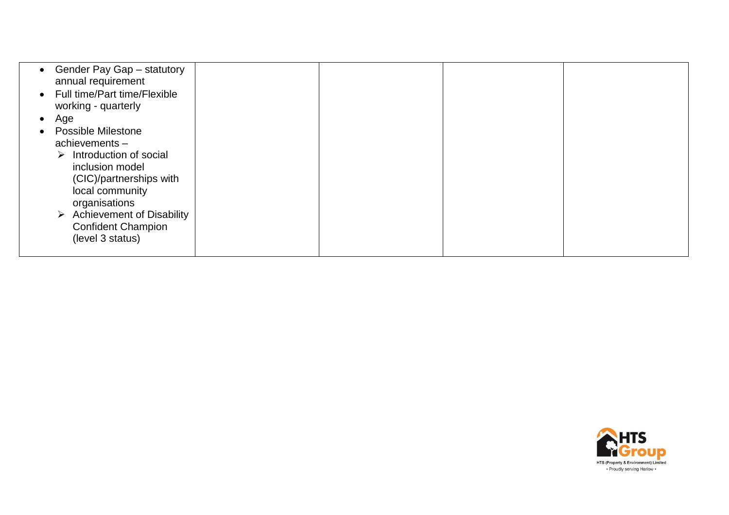| | | | | |
|---|---|---|---|---|
| • Gender Pay Gap – statutory annual requirement<br>• Full time/Part time/Flexible working - quarterly<br>• Age<br>• Possible Milestone achievements –<br>  ➢ Introduction of social inclusion model (CIC)/partnerships with local community organisations<br>  ➢ Achievement of Disability Confident Champion (level 3 status) | | | | |

HTS Group
HTS (Property & Environment) Limited
• Proudly serving Harlow •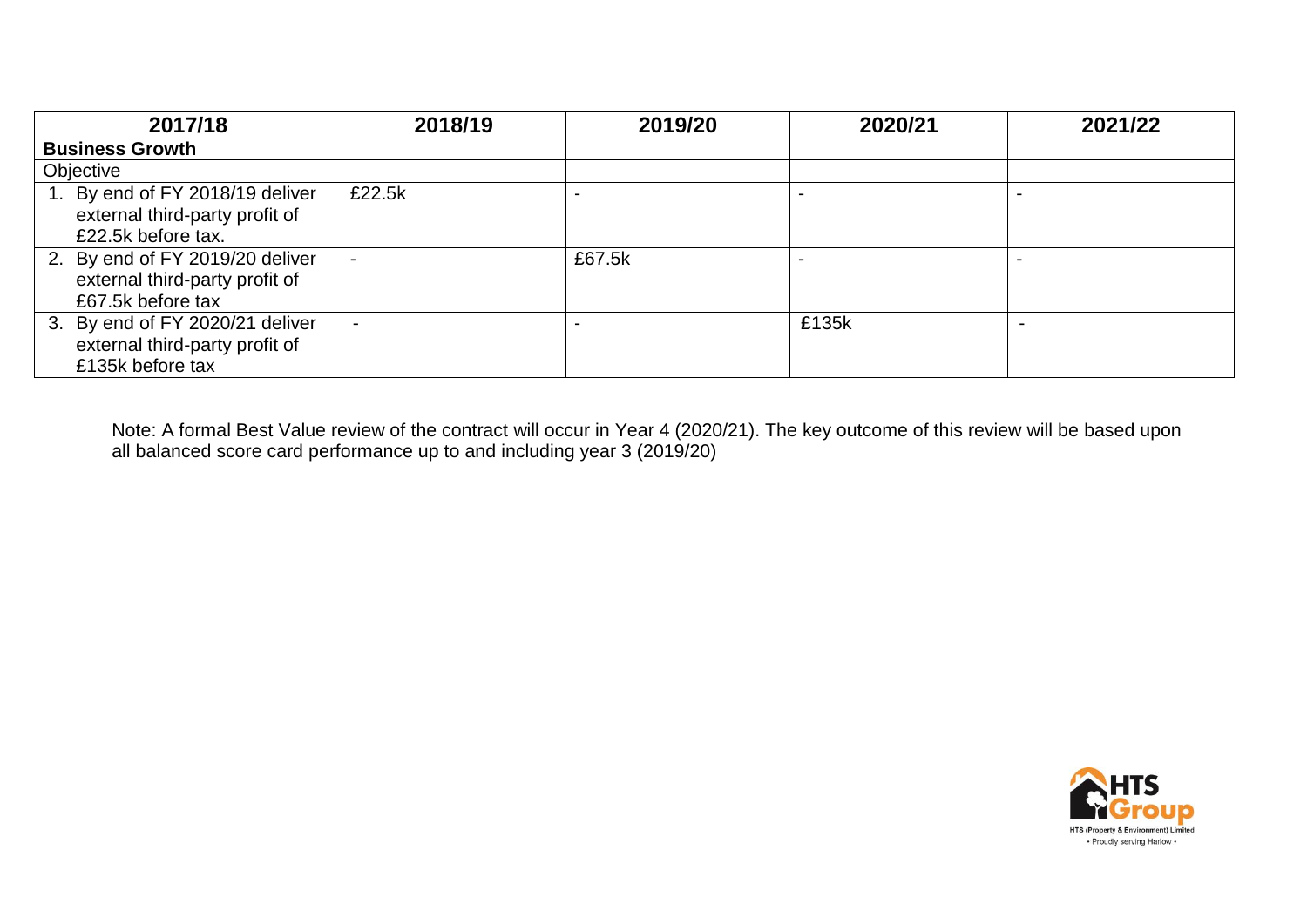| 2017/18 | 2018/19 | 2019/20 | 2020/21 | 2021/22 |
|---|---|---|---|---|
| **Business Growth** | | | | |
| Objective | | | | |
| 1. By end of FY 2018/19 deliver external third-party profit of £22.5k before tax. | £22.5k | - | - | - |
| 2. By end of FY 2019/20 deliver external third-party profit of £67.5k before tax | - | £67.5k | - | - |
| 3. By end of FY 2020/21 deliver external third-party profit of £135k before tax | - | - | £135k | - |

Note: A formal Best Value review of the contract will occur in Year 4 (2020/21). The key outcome of this review will be based upon all balanced score card performance up to and including year 3 (2019/20)

HTS Group
HTS (Property & Environment) Limited
• Proudly serving Harlow •